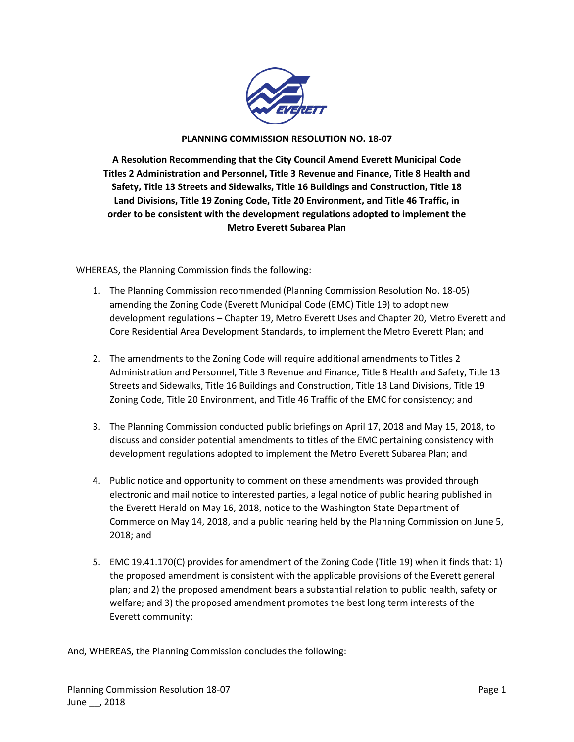**PLANNING COMMISSION RESOLUTION NO. 18-07**

**A Resolution Recommending that the City Council Amend Everett Municipal Code Titles 2 Administration and Personnel, Title 3 Revenue and Finance, Title 8 Health and Safety, Title 13 Streets and Sidewalks, Title 16 Buildings and Construction, Title 18 Land Divisions, Title 19 Zoning Code, Title 20 Environment, and Title 46 Traffic, in order to be consistent with the development regulations adopted to implement the Metro Everett Subarea Plan**

WHEREAS, the Planning Commission finds the following:

1. The Planning Commission recommended (Planning Commission Resolution No. 18-05) amending the Zoning Code (Everett Municipal Code (EMC) Title 19) to adopt new development regulations – Chapter 19, Metro Everett Uses and Chapter 20, Metro Everett and Core Residential Area Development Standards, to implement the Metro Everett Plan; and

2. The amendments to the Zoning Code will require additional amendments to Titles 2 Administration and Personnel, Title 3 Revenue and Finance, Title 8 Health and Safety, Title 13 Streets and Sidewalks, Title 16 Buildings and Construction, Title 18 Land Divisions, Title 19 Zoning Code, Title 20 Environment, and Title 46 Traffic of the EMC for consistency; and

3. The Planning Commission conducted public briefings on April 17, 2018 and May 15, 2018, to discuss and consider potential amendments to titles of the EMC pertaining consistency with development regulations adopted to implement the Metro Everett Subarea Plan; and

4. Public notice and opportunity to comment on these amendments was provided through electronic and mail notice to interested parties, a legal notice of public hearing published in the Everett Herald on May 16, 2018, notice to the Washington State Department of Commerce on May 14, 2018, and a public hearing held by the Planning Commission on June 5, 2018; and

5. EMC 19.41.170(C) provides for amendment of the Zoning Code (Title 19) when it finds that: 1) the proposed amendment is consistent with the applicable provisions of the Everett general plan; and 2) the proposed amendment bears a substantial relation to public health, safety or welfare; and 3) the proposed amendment promotes the best long term interests of the Everett community;

And, WHEREAS, the Planning Commission concludes the following: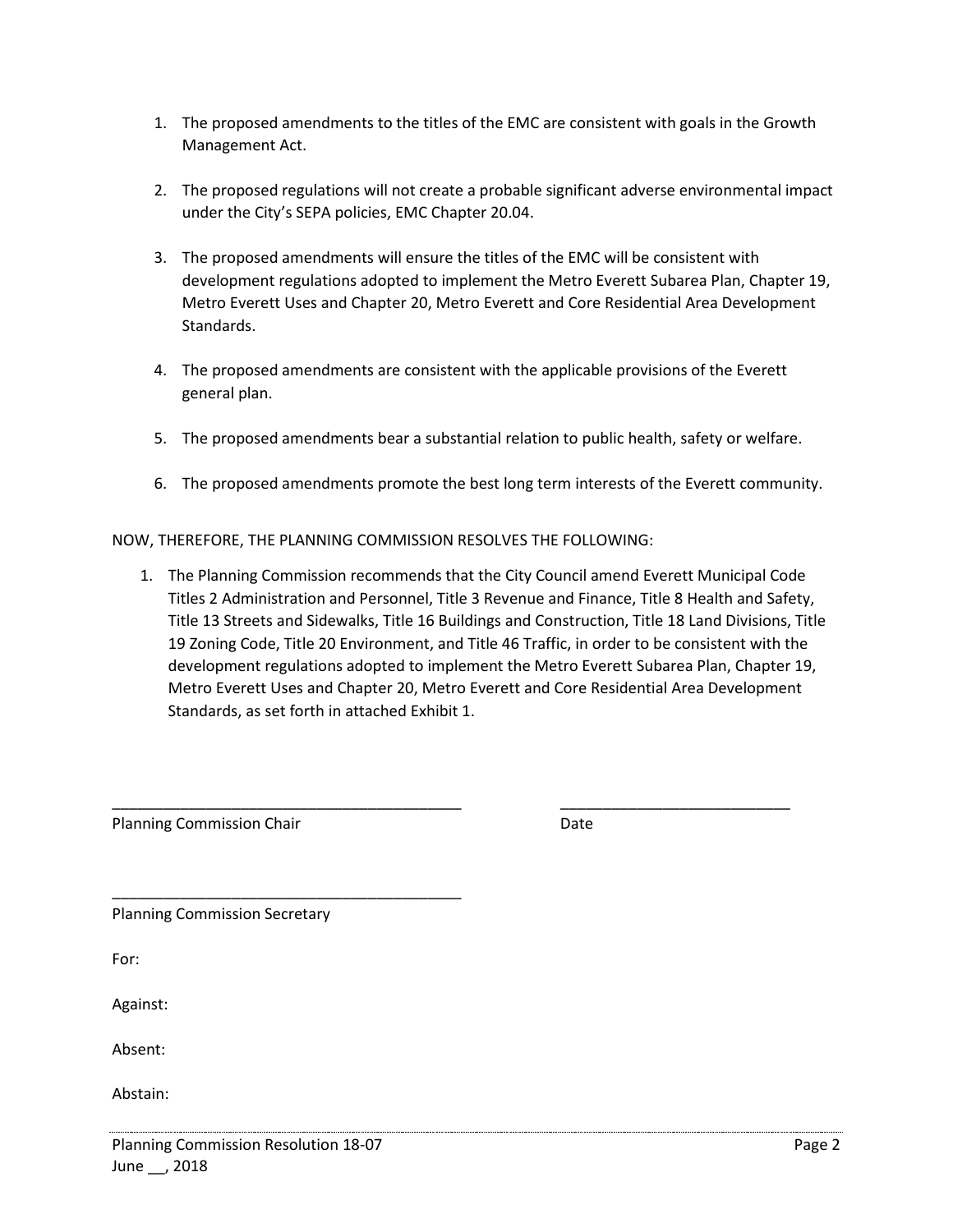1. The proposed amendments to the titles of the EMC are consistent with goals in the Growth Management Act.

2. The proposed regulations will not create a probable significant adverse environmental impact under the City's SEPA policies, EMC Chapter 20.04.

3. The proposed amendments will ensure the titles of the EMC will be consistent with development regulations adopted to implement the Metro Everett Subarea Plan, Chapter 19, Metro Everett Uses and Chapter 20, Metro Everett and Core Residential Area Development Standards.

4. The proposed amendments are consistent with the applicable provisions of the Everett general plan.

5. The proposed amendments bear a substantial relation to public health, safety or welfare.

6. The proposed amendments promote the best long term interests of the Everett community.

NOW, THEREFORE, THE PLANNING COMMISSION RESOLVES THE FOLLOWING:

1. The Planning Commission recommends that the City Council amend Everett Municipal Code Titles 2 Administration and Personnel, Title 3 Revenue and Finance, Title 8 Health and Safety, Title 13 Streets and Sidewalks, Title 16 Buildings and Construction, Title 18 Land Divisions, Title 19 Zoning Code, Title 20 Environment, and Title 46 Traffic, in order to be consistent with the development regulations adopted to implement the Metro Everett Subarea Plan, Chapter 19, Metro Everett Uses and Chapter 20, Metro Everett and Core Residential Area Development Standards, as set forth in attached Exhibit 1.

\_\_\_\_\_\_\_\_\_\_\_\_\_\_\_\_\_\_\_\_\_\_\_\_\_\_\_\_\_\_\_\_\_\_\_\_\_\_\_\_\_\_ \_\_\_\_\_\_\_\_\_\_\_\_\_\_\_\_\_\_\_\_\_\_\_\_\_\_\_\_

Planning Commission Chair Date

\_\_\_\_\_\_\_\_\_\_\_\_\_\_\_\_\_\_\_\_\_\_\_\_\_\_\_\_\_\_\_\_\_\_\_\_\_\_\_\_\_\_

Planning Commission Secretary

For:

Against:

Absent:

Abstain:

Planning Commission Resolution 18-07

June __, 2018